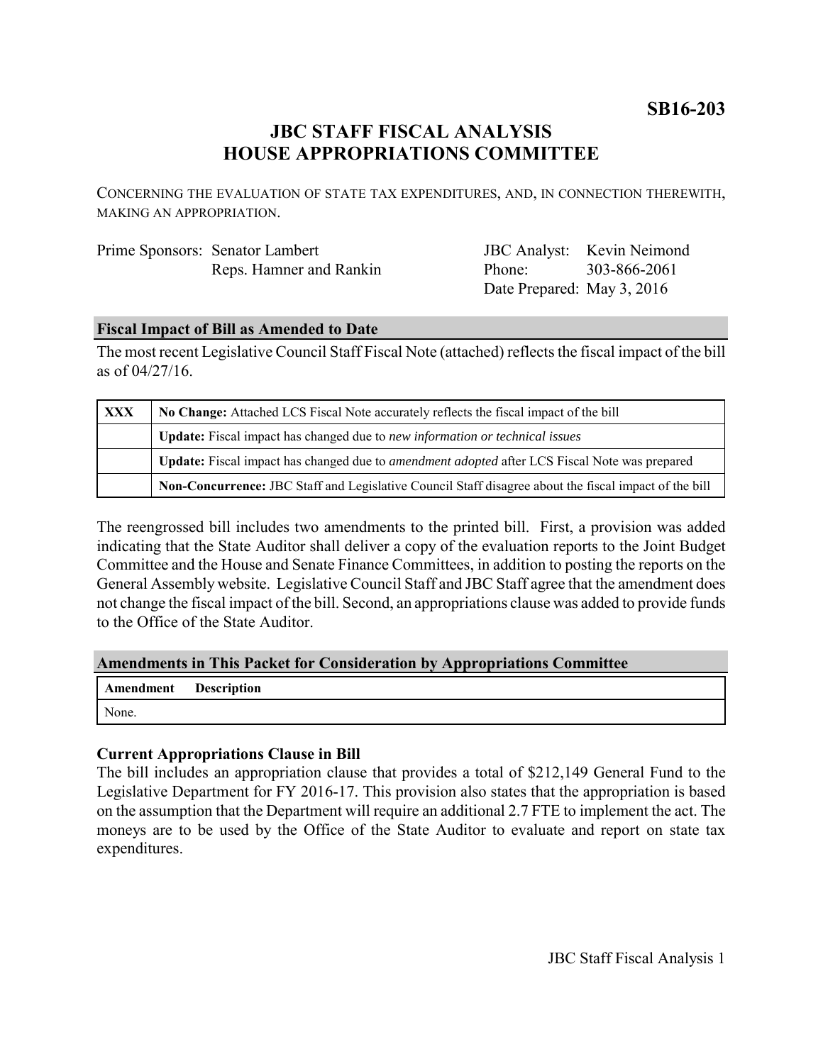**SB16-203**

# JBC STAFF FISCAL ANALYSIS
# HOUSE APPROPRIATIONS COMMITTEE

CONCERNING THE EVALUATION OF STATE TAX EXPENDITURES, AND, IN CONNECTION THEREWITH, MAKING AN APPROPRIATION.

| | | | |
|---|---|---|---|
| Prime Sponsors: | Senator Lambert | JBC Analyst: | Kevin Neimond |
| | Reps. Hamner and Rankin | Phone: | 303-866-2061 |
| | | Date Prepared: | May 3, 2016 |

## Fiscal Impact of Bill as Amended to Date

The most recent Legislative Council Staff Fiscal Note (attached) reflects the fiscal impact of the bill as of 04/27/16.

| | |
|---|---|
| **XXX** | **No Change:** Attached LCS Fiscal Note accurately reflects the fiscal impact of the bill |
| | **Update:** Fiscal impact has changed due to *new information or technical issues* |
| | **Update:** Fiscal impact has changed due to *amendment adopted* after LCS Fiscal Note was prepared |
| | **Non-Concurrence:** JBC Staff and Legislative Council Staff disagree about the fiscal impact of the bill |

The reengrossed bill includes two amendments to the printed bill. First, a provision was added indicating that the State Auditor shall deliver a copy of the evaluation reports to the Joint Budget Committee and the House and Senate Finance Committees, in addition to posting the reports on the General Assembly website. Legislative Council Staff and JBC Staff agree that the amendment does not change the fiscal impact of the bill. Second, an appropriations clause was added to provide funds to the Office of the State Auditor.

## Amendments in This Packet for Consideration by Appropriations Committee

| Amendment | Description |
|---|---|
| None. | |

### Current Appropriations Clause in Bill

The bill includes an appropriation clause that provides a total of $212,149 General Fund to the Legislative Department for FY 2016-17. This provision also states that the appropriation is based on the assumption that the Department will require an additional 2.7 FTE to implement the act. The moneys are to be used by the Office of the State Auditor to evaluate and report on state tax expenditures.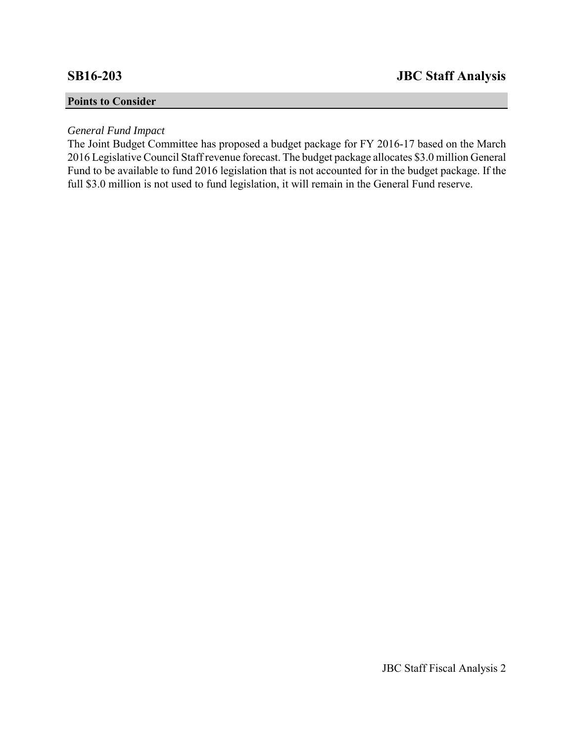## Points to Consider

*General Fund Impact*

The Joint Budget Committee has proposed a budget package for FY 2016-17 based on the March 2016 Legislative Council Staff revenue forecast. The budget package allocates $3.0 million General Fund to be available to fund 2016 legislation that is not accounted for in the budget package. If the full $3.0 million is not used to fund legislation, it will remain in the General Fund reserve.